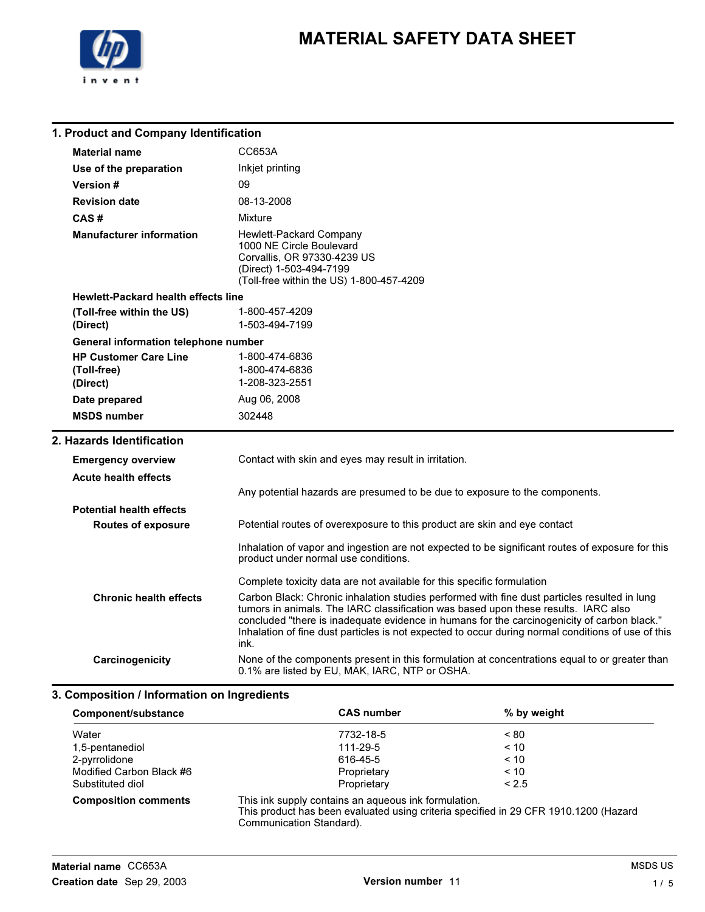# MATERIAL SAFETY DATA SHEET

## 1. Product and Company Identification

| | |
|---|---|
| **Material name** | CC653A |
| **Use of the preparation** | Inkjet printing |
| **Version #** | 09 |
| **Revision date** | 08-13-2008 |
| **CAS #** | Mixture |
| **Manufacturer information** | Hewlett-Packard Company<br>1000 NE Circle Boulevard<br>Corvallis, OR 97330-4239 US<br>(Direct) 1-503-494-7199<br>(Toll-free within the US) 1-800-457-4209 |

**Hewlett-Packard health effects line**

| | |
|---|---|
| **(Toll-free within the US)** | 1-800-457-4209 |
| **(Direct)** | 1-503-494-7199 |

**General information telephone number**

| | |
|---|---|
| **HP Customer Care Line** | 1-800-474-6836 |
| **(Toll-free)** | 1-800-474-6836 |
| **(Direct)** | 1-208-323-2551 |
| **Date prepared** | Aug 06, 2008 |
| **MSDS number** | 302448 |

## 2. Hazards Identification

**Emergency overview**
Contact with skin and eyes may result in irritation.

**Acute health effects**
Any potential hazards are presumed to be due to exposure to the components.

**Potential health effects**

**Routes of exposure**
Potential routes of overexposure to this product are skin and eye contact

Inhalation of vapor and ingestion are not expected to be significant routes of exposure for this product under normal use conditions.

Complete toxicity data are not available for this specific formulation

**Chronic health effects**
Carbon Black: Chronic inhalation studies performed with fine dust particles resulted in lung tumors in animals. The IARC classification was based upon these results. IARC also concluded "there is inadequate evidence in humans for the carcinogenicity of carbon black." Inhalation of fine dust particles is not expected to occur during normal conditions of use of this ink.

**Carcinogenicity**
None of the components present in this formulation at concentrations equal to or greater than 0.1% are listed by EU, MAK, IARC, NTP or OSHA.

## 3. Composition / Information on Ingredients

| Component/substance | CAS number | % by weight |
|---|---|---|
| Water | 7732-18-5 | < 80 |
| 1,5-pentanediol | 111-29-5 | < 10 |
| 2-pyrrolidone | 616-45-5 | < 10 |
| Modified Carbon Black #6 | Proprietary | < 10 |
| Substituted diol | Proprietary | < 2.5 |

**Composition comments**
This ink supply contains an aqueous ink formulation.
This product has been evaluated using criteria specified in 29 CFR 1910.1200 (Hazard Communication Standard).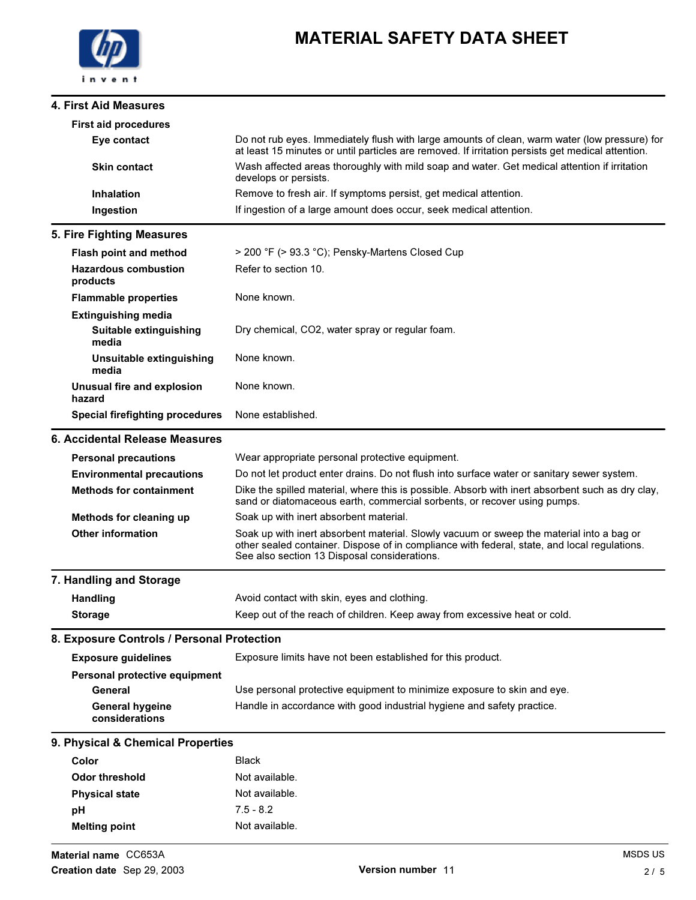# MATERIAL SAFETY DATA SHEET

## 4. First Aid Measures

**First aid procedures**

| | |
|---|---|
| **Eye contact** | Do not rub eyes. Immediately flush with large amounts of clean, warm water (low pressure) for at least 15 minutes or until particles are removed. If irritation persists get medical attention. |
| **Skin contact** | Wash affected areas thoroughly with mild soap and water. Get medical attention if irritation develops or persists. |
| **Inhalation** | Remove to fresh air. If symptoms persist, get medical attention. |
| **Ingestion** | If ingestion of a large amount does occur, seek medical attention. |

## 5. Fire Fighting Measures

| | |
|---|---|
| **Flash point and method** | > 200 °F (> 93.3 °C); Pensky-Martens Closed Cup |
| **Hazardous combustion products** | Refer to section 10. |
| **Flammable properties** | None known. |
| **Extinguishing media** | |
| **Suitable extinguishing media** | Dry chemical, $CO_2$, water spray or regular foam. |
| **Unsuitable extinguishing media** | None known. |
| **Unusual fire and explosion hazard** | None known. |
| **Special firefighting procedures** | None established. |

## 6. Accidental Release Measures

| | |
|---|---|
| **Personal precautions** | Wear appropriate personal protective equipment. |
| **Environmental precautions** | Do not let product enter drains. Do not flush into surface water or sanitary sewer system. |
| **Methods for containment** | Dike the spilled material, where this is possible. Absorb with inert absorbent such as dry clay, sand or diatomaceous earth, commercial sorbents, or recover using pumps. |
| **Methods for cleaning up** | Soak up with inert absorbent material. |
| **Other information** | Soak up with inert absorbent material. Slowly vacuum or sweep the material into a bag or other sealed container. Dispose of in compliance with federal, state, and local regulations. See also section 13 Disposal considerations. |

## 7. Handling and Storage

| | |
|---|---|
| **Handling** | Avoid contact with skin, eyes and clothing. |
| **Storage** | Keep out of the reach of children. Keep away from excessive heat or cold. |

## 8. Exposure Controls / Personal Protection

| | |
|---|---|
| **Exposure guidelines** | Exposure limits have not been established for this product. |
| **Personal protective equipment** | |
| **General** | Use personal protective equipment to minimize exposure to skin and eye. |
| **General hygeine considerations** | Handle in accordance with good industrial hygiene and safety practice. |

## 9. Physical & Chemical Properties

| | |
|---|---|
| **Color** | Black |
| **Odor threshold** | Not available. |
| **Physical state** | Not available. |
| **pH** | 7.5 - 8.2 |
| **Melting point** | Not available. |

**Material name** CC653A
**Creation date** Sep 29, 2003
**Version number** 11
MSDS US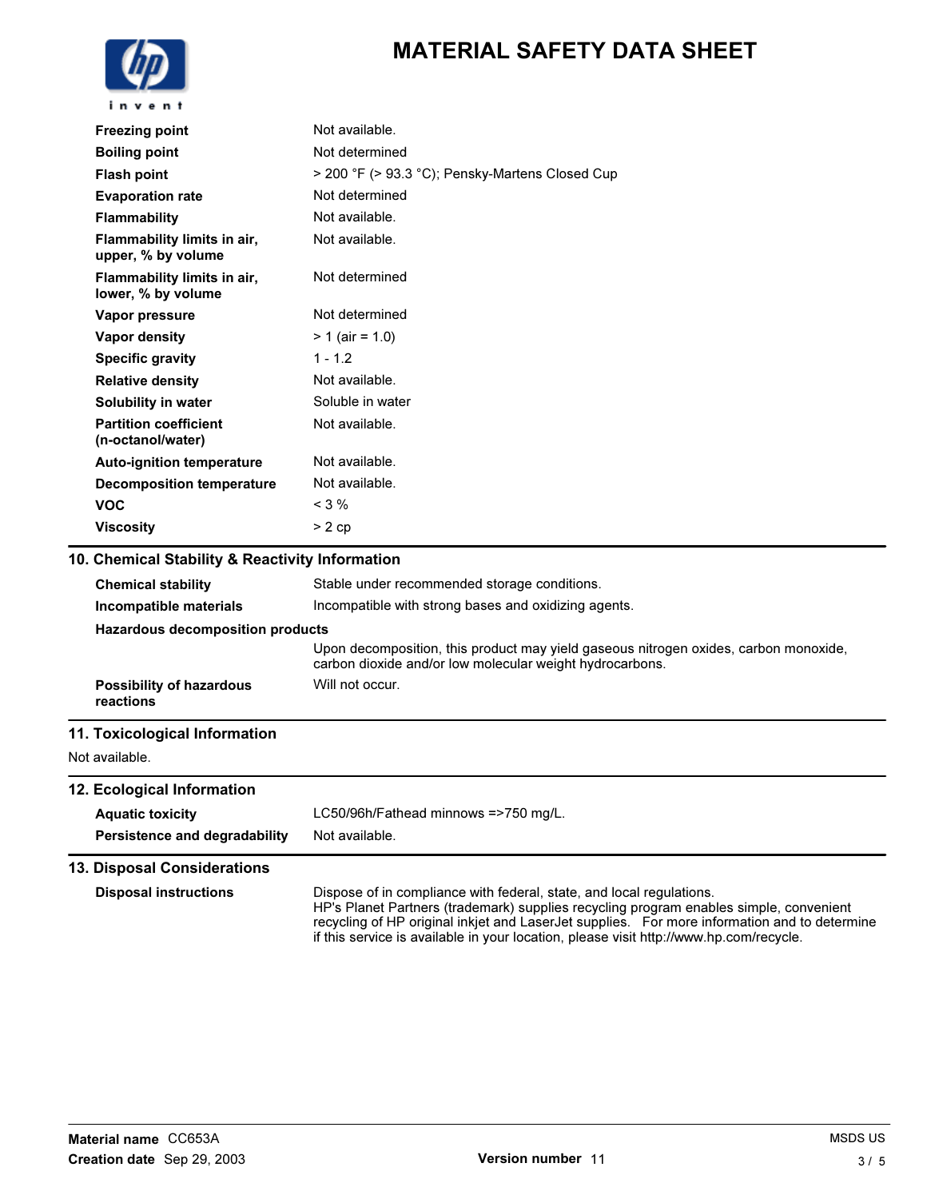| | |
|---|---|
| **Freezing point** | Not available. |
| **Boiling point** | Not determined |
| **Flash point** | > 200 °F (> 93.3 °C); Pensky-Martens Closed Cup |
| **Evaporation rate** | Not determined |
| **Flammability** | Not available. |
| **Flammability limits in air, upper, % by volume** | Not available. |
| **Flammability limits in air, lower, % by volume** | Not determined |
| **Vapor pressure** | Not determined |
| **Vapor density** | > 1 (air = 1.0) |
| **Specific gravity** | 1 - 1.2 |
| **Relative density** | Not available. |
| **Solubility in water** | Soluble in water |
| **Partition coefficient (n-octanol/water)** | Not available. |
| **Auto-ignition temperature** | Not available. |
| **Decomposition temperature** | Not available. |
| **VOC** | < 3 % |
| **Viscosity** | > 2 cp |

## 10. Chemical Stability & Reactivity Information

| | |
|---|---|
| **Chemical stability** | Stable under recommended storage conditions. |
| **Incompatible materials** | Incompatible with strong bases and oxidizing agents. |
| **Hazardous decomposition products** | Upon decomposition, this product may yield gaseous nitrogen oxides, carbon monoxide, carbon dioxide and/or low molecular weight hydrocarbons. |
| **Possibility of hazardous reactions** | Will not occur. |

## 11. Toxicological Information

Not available.

## 12. Ecological Information

| | |
|---|---|
| **Aquatic toxicity** | LC50/96h/Fathead minnows =>750 mg/L. |
| **Persistence and degradability** | Not available. |

## 13. Disposal Considerations

| | |
|---|---|
| **Disposal instructions** | Dispose of in compliance with federal, state, and local regulations. HP's Planet Partners (trademark) supplies recycling program enables simple, convenient recycling of HP original inkjet and LaserJet supplies. For more information and to determine if this service is available in your location, please visit http://www.hp.com/recycle. |

**Material name** CC653A

**Creation date** Sep 29, 2003

**Version number** 11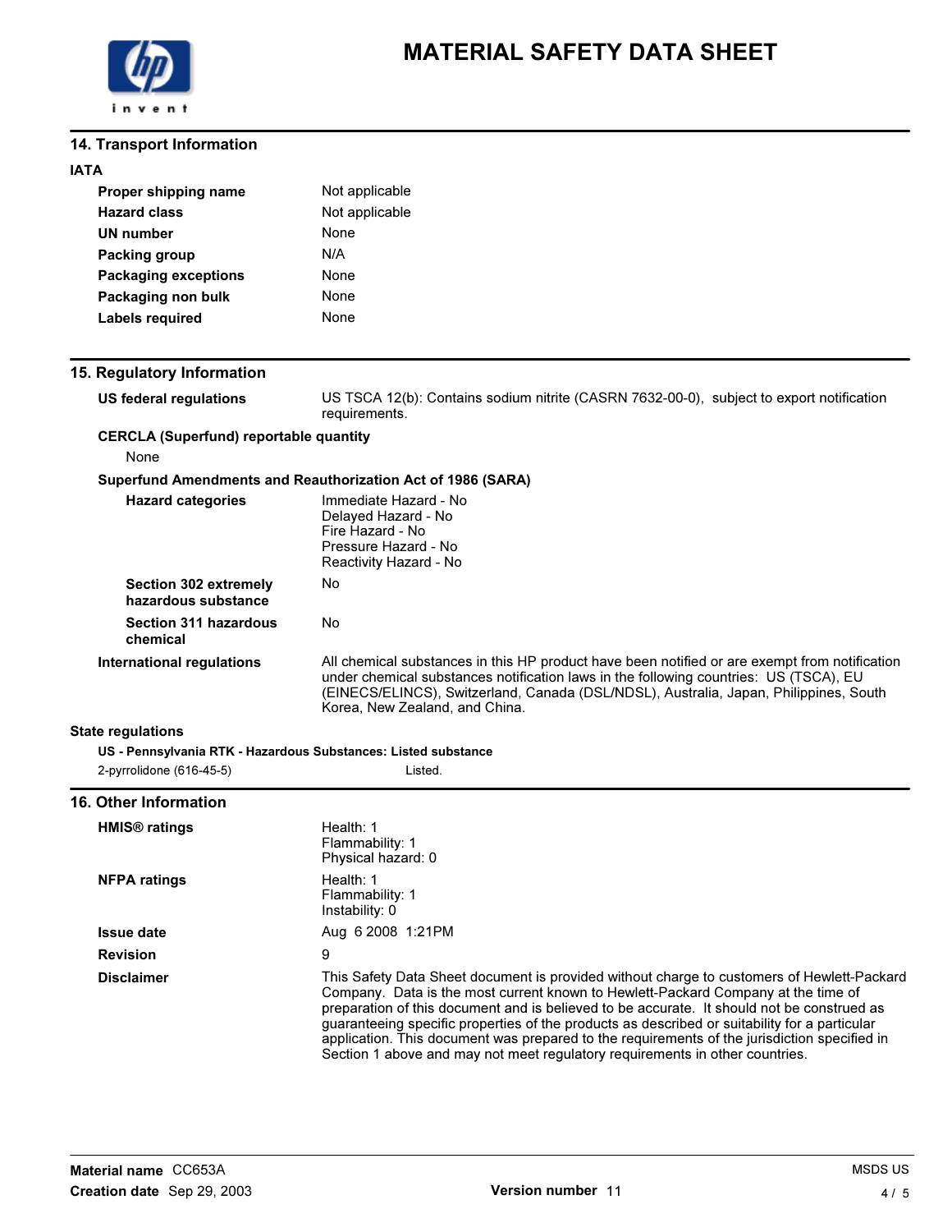# MATERIAL SAFETY DATA SHEET

## 14. Transport Information

**IATA**

| | |
|---|---|
| **Proper shipping name** | Not applicable |
| **Hazard class** | Not applicable |
| **UN number** | None |
| **Packing group** | N/A |
| **Packaging exceptions** | None |
| **Packaging non bulk** | None |
| **Labels required** | None |

## 15. Regulatory Information

**US federal regulations** US TSCA 12(b): Contains sodium nitrite (CASRN 7632-00-0), subject to export notification requirements.

**CERCLA (Superfund) reportable quantity**

None

**Superfund Amendments and Reauthorization Act of 1986 (SARA)**

**Hazard categories**
Immediate Hazard - No
Delayed Hazard - No
Fire Hazard - No
Pressure Hazard - No
Reactivity Hazard - No

**Section 302 extremely hazardous substance** No

**Section 311 hazardous chemical** No

**International regulations** All chemical substances in this HP product have been notified or are exempt from notification under chemical substances notification laws in the following countries: US (TSCA), EU (EINECS/ELINCS), Switzerland, Canada (DSL/NDSL), Australia, Japan, Philippines, South Korea, New Zealand, and China.

**State regulations**

**US - Pennsylvania RTK - Hazardous Substances: Listed substance**

| | |
|---|---|
| 2-pyrrolidone (616-45-5) | Listed. |

## 16. Other Information

**HMIS® ratings**
Health: 1
Flammability: 1
Physical hazard: 0

**NFPA ratings**
Health: 1
Flammability: 1
Instability: 0

**Issue date** Aug 6 2008 1:21PM

**Revision** 9

**Disclaimer** This Safety Data Sheet document is provided without charge to customers of Hewlett-Packard Company. Data is the most current known to Hewlett-Packard Company at the time of preparation of this document and is believed to be accurate. It should not be construed as guaranteeing specific properties of the products as described or suitability for a particular application. This document was prepared to the requirements of the jurisdiction specified in Section 1 above and may not meet regulatory requirements in other countries.

**Material name** CC653A
**Creation date** Sep 29, 2003
**Version number** 11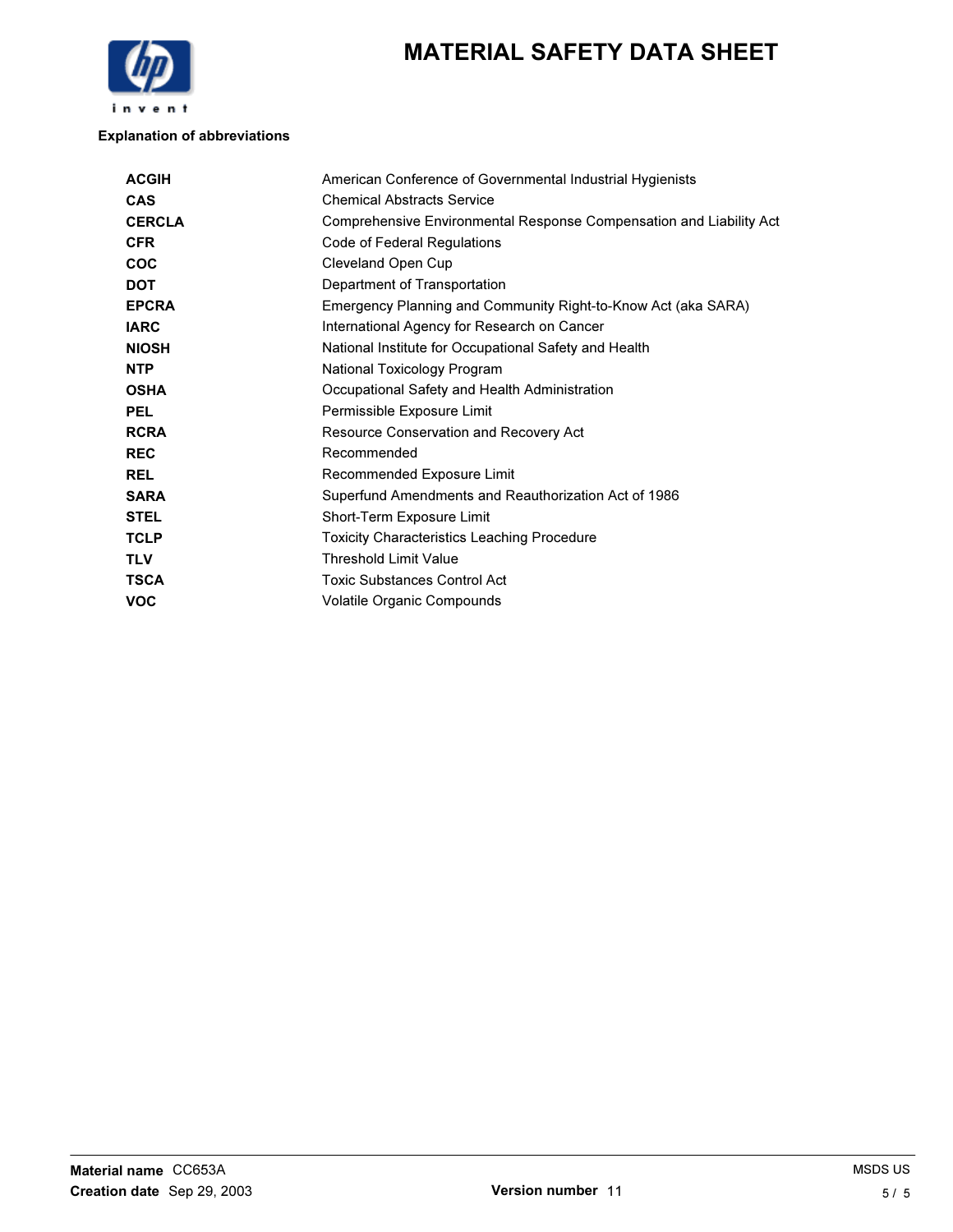# MATERIAL SAFETY DATA SHEET

**Explanation of abbreviations**

| | |
|---|---|
| **ACGIH** | American Conference of Governmental Industrial Hygienists |
| **CAS** | Chemical Abstracts Service |
| **CERCLA** | Comprehensive Environmental Response Compensation and Liability Act |
| **CFR** | Code of Federal Regulations |
| **COC** | Cleveland Open Cup |
| **DOT** | Department of Transportation |
| **EPCRA** | Emergency Planning and Community Right-to-Know Act (aka SARA) |
| **IARC** | International Agency for Research on Cancer |
| **NIOSH** | National Institute for Occupational Safety and Health |
| **NTP** | National Toxicology Program |
| **OSHA** | Occupational Safety and Health Administration |
| **PEL** | Permissible Exposure Limit |
| **RCRA** | Resource Conservation and Recovery Act |
| **REC** | Recommended |
| **REL** | Recommended Exposure Limit |
| **SARA** | Superfund Amendments and Reauthorization Act of 1986 |
| **STEL** | Short-Term Exposure Limit |
| **TCLP** | Toxicity Characteristics Leaching Procedure |
| **TLV** | Threshold Limit Value |
| **TSCA** | Toxic Substances Control Act |
| **VOC** | Volatile Organic Compounds |

**Material name** CC653A
**Creation date** Sep 29, 2003 **Version number** 11